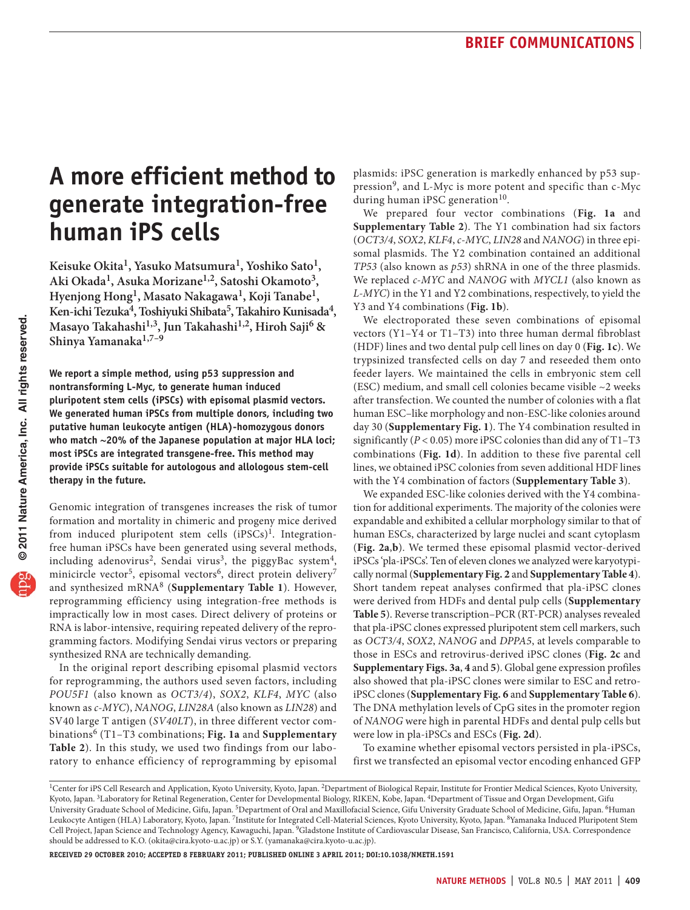# A more efficient method to generate integration-free human iPS cells

**Keisuke Okita[1], Yasuko Matsumura[1], Yoshiko Sato[1], Aki Okada[1], Asuka Morizane[1,2], Satoshi Okamoto[3], Hyenjong Hong[1], Masato Nakagawa[1], Koji Tanabe[1], Ken-ichi Tezuka[4], Toshiyuki Shibata[5], Takahiro Kunisada[4], Masayo Takahashi[1,3], Jun Takahashi[1,2], Hiroh Saji[6] & Shinya Yamanaka[1,7–9]**

**We report a simple method, using p53 suppression and nontransforming L-Myc, to generate human induced pluripotent stem cells (iPSCs) with episomal plasmid vectors. We generated human iPSCs from multiple donors, including two putative human leukocyte antigen (HLA)-homozygous donors who match ~20% of the Japanese population at major HLA loci; most iPSCs are integrated transgene-free. This method may provide iPSCs suitable for autologous and allologous stem-cell therapy in the future.**

Genomic integration of transgenes increases the risk of tumor formation and mortality in chimeric and progeny mice derived from induced pluripotent stem cells (iPSCs)[1]. Integration-free human iPSCs have been generated using several methods, including adenovirus[2], Sendai virus[3], the piggyBac system[4], minicircle vector[5], episomal vectors[6], direct protein delivery[7] and synthesized mRNA[8] (**Supplementary Table 1**). However, reprogramming efficiency using integration-free methods is impractically low in most cases. Direct delivery of proteins or RNA is labor-intensive, requiring repeated delivery of the reprogramming factors. Modifying Sendai virus vectors or preparing synthesized RNA are technically demanding.

In the original report describing episomal plasmid vectors for reprogramming, the authors used seven factors, including *POU5F1* (also known as *OCT3/4*), *SOX2*, *KLF4*, *MYC* (also known as *c-MYC*), *NANOG*, *LIN28A* (also known as *LIN28*) and SV40 large T antigen (*SV40LT*), in three different vector combinations[6] (T1–T3 combinations; **Fig. 1a** and **Supplementary Table 2**). In this study, we used two findings from our laboratory to enhance efficiency of reprogramming by episomal plasmids: iPSC generation is markedly enhanced by p53 suppression[9], and L-Myc is more potent and specific than c-Myc during human iPSC generation[10].

We prepared four vector combinations (**Fig. 1a** and **Supplementary Table 2**). The Y1 combination had six factors (*OCT3/4*, *SOX2*, *KLF4*, *c-MYC*, *LIN28* and *NANOG*) in three episomal plasmids. The Y2 combination contained an additional *TP53* (also known as *p53*) shRNA in one of the three plasmids. We replaced *c-MYC* and *NANOG* with *MYCL1* (also known as *L-MYC*) in the Y1 and Y2 combinations, respectively, to yield the Y3 and Y4 combinations (**Fig. 1b**).

We electroporated these seven combinations of episomal vectors (Y1–Y4 or T1–T3) into three human dermal fibroblast (HDF) lines and two dental pulp cell lines on day 0 (**Fig. 1c**). We trypsinized transfected cells on day 7 and reseeded them onto feeder layers. We maintained the cells in embryonic stem cell (ESC) medium, and small cell colonies became visible ~2 weeks after transfection. We counted the number of colonies with a flat human ESC–like morphology and non-ESC-like colonies around day 30 (**Supplementary Fig. 1**). The Y4 combination resulted in significantly ($P < 0.05$) more iPSC colonies than did any of T1–T3 combinations (**Fig. 1d**). In addition to these five parental cell lines, we obtained iPSC colonies from seven additional HDF lines with the Y4 combination of factors (**Supplementary Table 3**).

We expanded ESC-like colonies derived with the Y4 combination for additional experiments. The majority of the colonies were expandable and exhibited a cellular morphology similar to that of human ESCs, characterized by large nuclei and scant cytoplasm (**Fig. 2a**,**b**). We termed these episomal plasmid vector-derived iPSCs 'pla-iPSCs'. Ten of eleven clones we analyzed were karyotypically normal (**Supplementary Fig. 2** and **Supplementary Table 4**). Short tandem repeat analyses confirmed that pla-iPSC clones were derived from HDFs and dental pulp cells (**Supplementary Table 5**). Reverse transcription–PCR (RT-PCR) analyses revealed that pla-iPSC clones expressed pluripotent stem cell markers, such as *OCT3/4*, *SOX2*, *NANOG* and *DPPA5*, at levels comparable to those in ESCs and retrovirus-derived iPSC clones (**Fig. 2c** and **Supplementary Figs. 3a**, **4** and **5**). Global gene expression profiles also showed that pla-iPSC clones were similar to ESC and retro-iPSC clones (**Supplementary Fig. 6** and **Supplementary Table 6**). The DNA methylation levels of CpG sites in the promoter region of *NANOG* were high in parental HDFs and dental pulp cells but were low in pla-iPSCs and ESCs (**Fig. 2d**).

To examine whether episomal vectors persisted in pla-iPSCs, first we transfected an episomal vector encoding enhanced GFP

[1]Center for iPS Cell Research and Application, Kyoto University, Kyoto, Japan. [2]Department of Biological Repair, Institute for Frontier Medical Sciences, Kyoto University, Kyoto, Japan. [3]Laboratory for Retinal Regeneration, Center for Developmental Biology, RIKEN, Kobe, Japan. [4]Department of Tissue and Organ Development, Gifu University Graduate School of Medicine, Gifu, Japan. [5]Department of Oral and Maxillofacial Science, Gifu University Graduate School of Medicine, Gifu, Japan. [6]Human Leukocyte Antigen (HLA) Laboratory, Kyoto, Japan. [7]Institute for Integrated Cell-Material Sciences, Kyoto University, Kyoto, Japan. [8]Yamanaka Induced Pluripotent Stem Cell Project, Japan Science and Technology Agency, Kawaguchi, Japan. [9]Gladstone Institute of Cardiovascular Disease, San Francisco, California, USA. Correspondence should be addressed to K.O. (okita@cira.kyoto-u.ac.jp) or S.Y. (yamanaka@cira.kyoto-u.ac.jp).

**Received 29 October 2010; accepted 8 February 2011; published online 3 April 2011; doi:10.1038/nmeth.1591**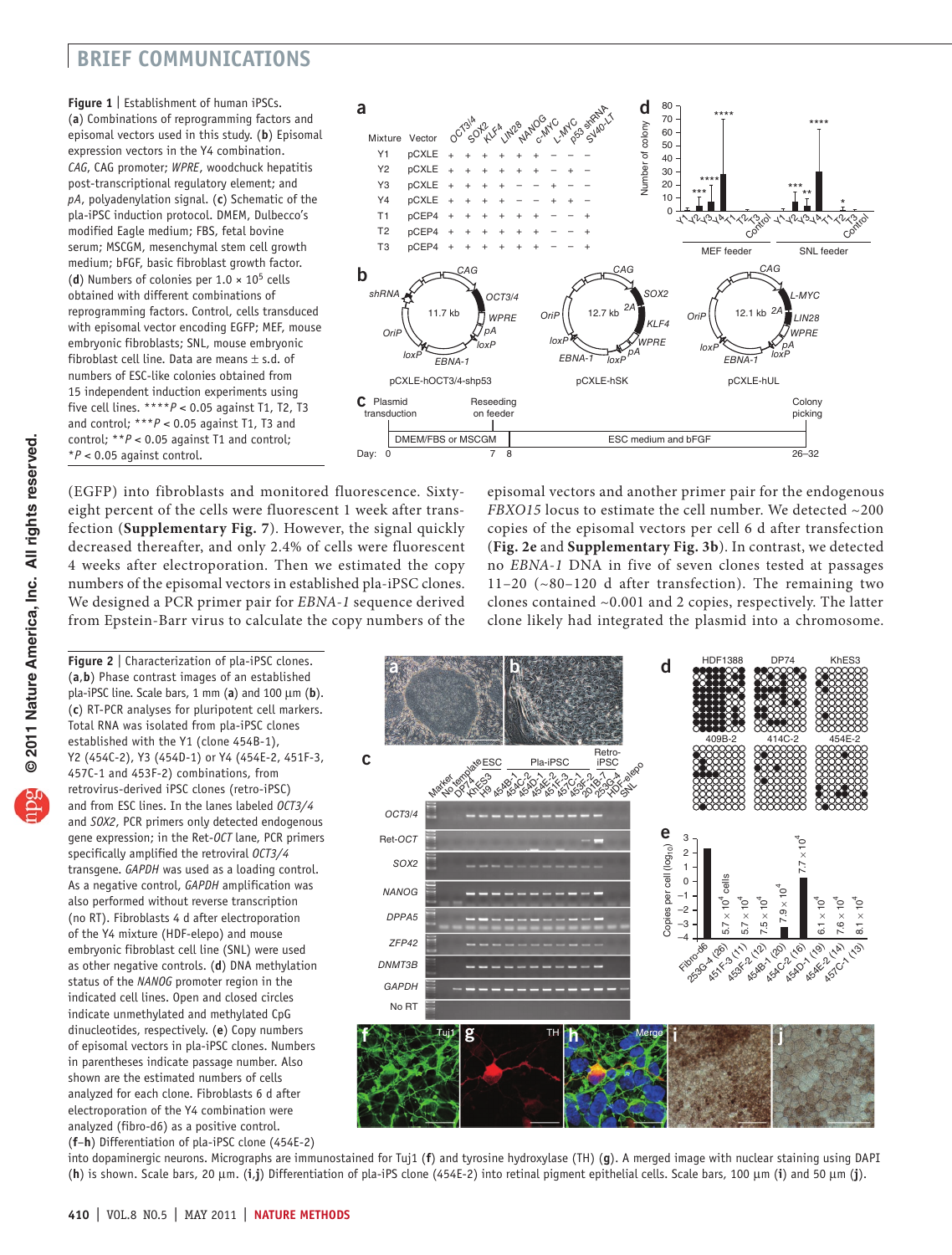Figure 1 | Establishment of human iPSCs. (**a**) Combinations of reprogramming factors and episomal vectors used in this study. (**b**) Episomal expression vectors in the Y4 combination. *CAG*, CAG promoter; *WPRE*, woodchuck hepatitis post-transcriptional regulatory element; and *pA*, polyadenylation signal. (**c**) Schematic of the pla-iPSC induction protocol. DMEM, Dulbecco's modified Eagle medium; FBS, fetal bovine serum; MSCGM, mesenchymal stem cell growth medium; bFGF, basic fibroblast growth factor. (**d**) Numbers of colonies per $1.0 \times 10^5$ cells obtained with different combinations of reprogramming factors. Control, cells transduced with episomal vector encoding EGFP; MEF, mouse embryonic fibroblasts; SNL, mouse embryonic fibroblast cell line. Data are means ± s.d. of numbers of ESC-like colonies obtained from 15 independent induction experiments using five cell lines. ****$P < 0.05$ against T1, T2, T3 and control; ***$P < 0.05$ against T1, T3 and control; **$P < 0.05$ against T1 and control; *$P < 0.05$ against control.

(EGFP) into fibroblasts and monitored fluorescence. Sixty-eight percent of the cells were fluorescent 1 week after transfection (**Supplementary Fig. 7**). However, the signal quickly decreased thereafter, and only 2.4% of cells were fluorescent 4 weeks after electroporation. Then we estimated the copy numbers of the episomal vectors in established pla-iPSC clones. We designed a PCR primer pair for *EBNA-1* sequence derived from Epstein-Barr virus to calculate the copy numbers of the episomal vectors and another primer pair for the endogenous *FBXO15* locus to estimate the cell number. We detected ~200 copies of the episomal vectors per cell 6 d after transfection (**Fig. 2e** and **Supplementary Fig. 3b**). In contrast, we detected no *EBNA-1* DNA in five of seven clones tested at passages 11–20 (~80–120 d after transfection). The remaining two clones contained ~0.001 and 2 copies, respectively. The latter clone likely had integrated the plasmid into a chromosome.

Figure 2 | Characterization of pla-iPSC clones. (**a**,**b**) Phase contrast images of an established pla-iPSC line. Scale bars, 1 mm (**a**) and 100 μm (**b**). (**c**) RT-PCR analyses for pluripotent cell markers. Total RNA was isolated from pla-iPSC clones established with the Y1 (clone 454B-1), Y2 (454C-2), Y3 (454D-1) or Y4 (454E-2, 451F-3, 457C-1 and 453F-2) combinations, from retrovirus-derived iPSC clones (retro-iPSC) and from ESC lines. In the lanes labeled *OCT3/4* and *SOX2*, PCR primers only detected endogenous gene expression; in the Ret-*OCT* lane, PCR primers specifically amplified the retroviral *OCT3/4* transgene. *GAPDH* was used as a loading control. As a negative control, *GAPDH* amplification was also performed without reverse transcription (no RT). Fibroblasts 4 d after electroporation of the Y4 mixture (HDF-elepo) and mouse embryonic fibroblast cell line (SNL) were used as other negative controls. (**d**) DNA methylation status of the *NANOG* promoter region in the indicated cell lines. Open and closed circles indicate unmethylated and methylated CpG dinucleotides, respectively. (**e**) Copy numbers of episomal vectors in pla-iPSC clones. Numbers in parentheses indicate passage number. Also shown are the estimated numbers of cells analyzed for each clone. Fibroblasts 6 d after electroporation of the Y4 combination were analyzed (fibro-d6) as a positive control. (**f**–**h**) Differentiation of pla-iPSC clone (454E-2) into dopaminergic neurons. Micrographs are immunostained for Tuj1 (**f**) and tyrosine hydroxylase (TH) (**g**). A merged image with nuclear staining using DAPI (**h**) is shown. Scale bars, 20 μm. (**i**,**j**) Differentiation of pla-iPS clone (454E-2) into retinal pigment epithelial cells. Scale bars, 100 μm (**i**) and 50 μm (**j**).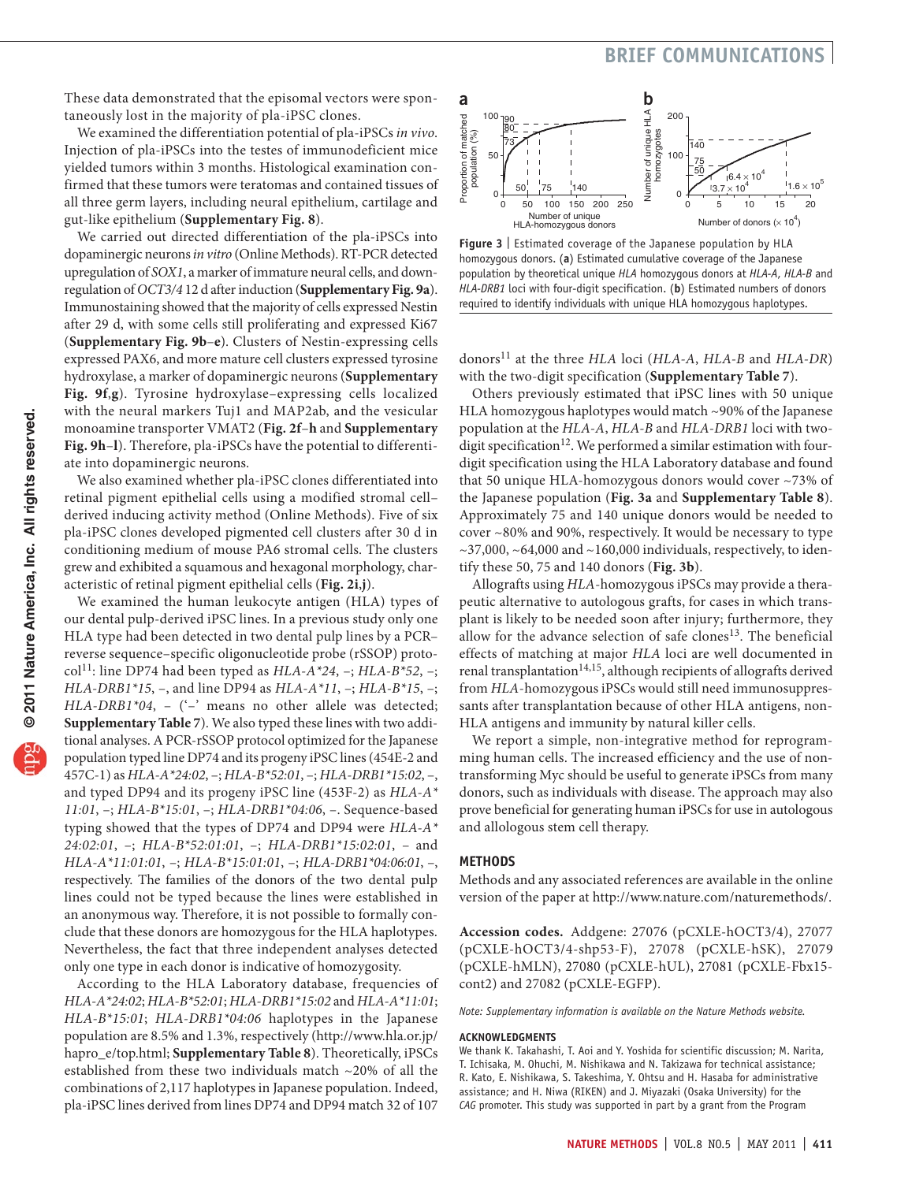These data demonstrated that the episomal vectors were spontaneously lost in the majority of pla-iPSC clones.

We examined the differentiation potential of pla-iPSCs *in vivo*. Injection of pla-iPSCs into the testes of immunodeficient mice yielded tumors within 3 months. Histological examination confirmed that these tumors were teratomas and contained tissues of all three germ layers, including neural epithelium, cartilage and gut-like epithelium (**Supplementary Fig. 8**).

We carried out directed differentiation of the pla-iPSCs into dopaminergic neurons *in vitro* (Online Methods). RT-PCR detected upregulation of *SOX1*, a marker of immature neural cells, and downregulation of *OCT3/4* 12 d after induction (**Supplementary Fig. 9a**). Immunostaining showed that the majority of cells expressed Nestin after 29 d, with some cells still proliferating and expressed Ki67 (**Supplementary Fig. 9b–e**). Clusters of Nestin-expressing cells expressed PAX6, and more mature cell clusters expressed tyrosine hydroxylase, a marker of dopaminergic neurons (**Supplementary Fig. 9f**,**g**). Tyrosine hydroxylase–expressing cells localized with the neural markers Tuj1 and MAP2ab, and the vesicular monoamine transporter VMAT2 (**Fig. 2f–h** and **Supplementary Fig. 9h–l**). Therefore, pla-iPSCs have the potential to differentiate into dopaminergic neurons.

We also examined whether pla-iPSC clones differentiated into retinal pigment epithelial cells using a modified stromal cell–derived inducing activity method (Online Methods). Five of six pla-iPSC clones developed pigmented cell clusters after 30 d in conditioning medium of mouse PA6 stromal cells. The clusters grew and exhibited a squamous and hexagonal morphology, characteristic of retinal pigment epithelial cells (**Fig. 2i**,**j**).

We examined the human leukocyte antigen (HLA) types of our dental pulp-derived iPSC lines. In a previous study only one HLA type had been detected in two dental pulp lines by a PCR–reverse sequence–specific oligonucleotide probe (rSSOP) protocol[11]: line DP74 had been typed as *HLA-A\*24*, –; *HLA-B\*52*, –; *HLA-DRB1\*15*, –, and line DP94 as *HLA-A\*11*, –; *HLA-B\*15*, –; *HLA-DRB1\*04*, – ('–' means no other allele was detected; **Supplementary Table 7**). We also typed these lines with two additional analyses. A PCR-rSSOP protocol optimized for the Japanese population typed line DP74 and its progeny iPSC lines (454E-2 and 457C-1) as *HLA-A\*24:02*, –; *HLA-B\*52:01*, –; *HLA-DRB1\*15:02*, –, and typed DP94 and its progeny iPSC line (453F-2) as *HLA-A\* 11:01*, –; *HLA-B\*15:01*, –; *HLA-DRB1\*04:06*, –. Sequence-based typing showed that the types of DP74 and DP94 were *HLA-A\* 24:02:01*, –; *HLA-B\*52:01:01*, –; *HLA-DRB1\*15:02:01*, – and *HLA-A\*11:01:01*, –; *HLA-B\*15:01:01*, –; *HLA-DRB1\*04:06:01*, –, respectively. The families of the donors of the two dental pulp lines could not be typed because the lines were established in an anonymous way. Therefore, it is not possible to formally conclude that these donors are homozygous for the HLA haplotypes. Nevertheless, the fact that three independent analyses detected only one type in each donor is indicative of homozygosity.

According to the HLA Laboratory database, frequencies of *HLA-A\*24:02*; *HLA-B\*52:01*; *HLA-DRB1\*15:02* and *HLA-A\*11:01*; *HLA-B\*15:01*; *HLA-DRB1\*04:06* haplotypes in the Japanese population are 8.5% and 1.3%, respectively (http://www.hla.or.jp/hapro_e/top.html; **Supplementary Table 8**). Theoretically, iPSCs established from these two individuals match ~20% of all the combinations of 2,117 haplotypes in Japanese population. Indeed, pla-iPSC lines derived from lines DP74 and DP94 match 32 of 107 donors[11] at the three *HLA* loci (*HLA-A*, *HLA-B* and *HLA-DR*) with the two-digit specification (**Supplementary Table 7**).

**Figure 3** | Estimated coverage of the Japanese population by HLA homozygous donors. (**a**) Estimated cumulative coverage of the Japanese population by theoretical unique *HLA* homozygous donors at *HLA-A*, *HLA-B* and *HLA-DRB1* loci with four-digit specification. (**b**) Estimated numbers of donors required to identify individuals with unique HLA homozygous haplotypes.

Others previously estimated that iPSC lines with 50 unique HLA homozygous haplotypes would match ~90% of the Japanese population at the *HLA-A*, *HLA-B* and *HLA-DRB1* loci with two-digit specification[12]. We performed a similar estimation with four-digit specification using the HLA Laboratory database and found that 50 unique HLA-homozygous donors would cover ~73% of the Japanese population (**Fig. 3a** and **Supplementary Table 8**). Approximately 75 and 140 unique donors would be needed to cover ~80% and 90%, respectively. It would be necessary to type ~37,000, ~64,000 and ~160,000 individuals, respectively, to identify these 50, 75 and 140 donors (**Fig. 3b**).

Allografts using *HLA*-homozygous iPSCs may provide a therapeutic alternative to autologous grafts, for cases in which transplant is likely to be needed soon after injury; furthermore, they allow for the advance selection of safe clones[13]. The beneficial effects of matching at major *HLA* loci are well documented in renal transplantation[14,15], although recipients of allografts derived from *HLA*-homozygous iPSCs would still need immunosuppressants after transplantation because of other HLA antigens, non-HLA antigens and immunity by natural killer cells.

We report a simple, non-integrative method for reprogramming human cells. The increased efficiency and the use of non-transforming Myc should be useful to generate iPSCs from many donors, such as individuals with disease. The approach may also prove beneficial for generating human iPSCs for use in autologous and allologous stem cell therapy.

## METHODS

Methods and any associated references are available in the online version of the paper at http://www.nature.com/naturemethods/.

**Accession codes.** Addgene: 27076 (pCXLE-hOCT3/4), 27077 (pCXLE-hOCT3/4-shp53-F), 27078 (pCXLE-hSK), 27079 (pCXLE-hMLN), 27080 (pCXLE-hUL), 27081 (pCXLE-Fbx15-cont2) and 27082 (pCXLE-EGFP).

*Note: Supplementary information is available on the Nature Methods website.*

### ACKNOWLEDGMENTS

We thank K. Takahashi, T. Aoi and Y. Yoshida for scientific discussion; M. Narita, T. Ichisaka, M. Ohuchi, M. Nishikawa and N. Takizawa for technical assistance; R. Kato, E. Nishikawa, S. Takeshima, Y. Ohtsu and H. Hasaba for administrative assistance; and H. Niwa (RIKEN) and J. Miyazaki (Osaka University) for the *CAG* promoter. This study was supported in part by a grant from the Program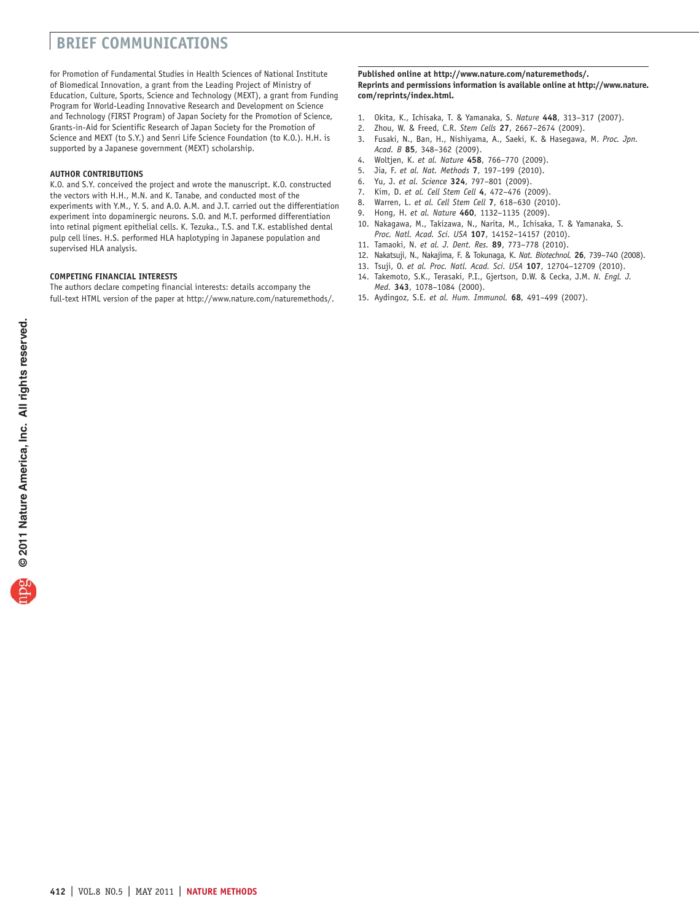for Promotion of Fundamental Studies in Health Sciences of National Institute of Biomedical Innovation, a grant from the Leading Project of Ministry of Education, Culture, Sports, Science and Technology (MEXT), a grant from Funding Program for World-Leading Innovative Research and Development on Science and Technology (FIRST Program) of Japan Society for the Promotion of Science, Grants-in-Aid for Scientific Research of Japan Society for the Promotion of Science and MEXT (to S.Y.) and Senri Life Science Foundation (to K.O.). H.H. is supported by a Japanese government (MEXT) scholarship.

**AUTHOR CONTRIBUTIONS**

K.O. and S.Y. conceived the project and wrote the manuscript. K.O. constructed the vectors with H.H., M.N. and K. Tanabe, and conducted most of the experiments with Y.M., Y. S. and A.O. A.M. and J.T. carried out the differentiation experiment into dopaminergic neurons. S.O. and M.T. performed differentiation into retinal pigment epithelial cells. K. Tezuka., T.S. and T.K. established dental pulp cell lines. H.S. performed HLA haplotyping in Japanese population and supervised HLA analysis.

**COMPETING FINANCIAL INTERESTS**

The authors declare competing financial interests: details accompany the full-text HTML version of the paper at http://www.nature.com/naturemethods/.

**Published online at http://www.nature.com/naturemethods/.**
**Reprints and permissions information is available online at http://www.nature.com/reprints/index.html.**

1. Okita, K., Ichisaka, T. & Yamanaka, S. *Nature* **448**, 313–317 (2007).
2. Zhou, W. & Freed, C.R. *Stem Cells* **27**, 2667–2674 (2009).
3. Fusaki, N., Ban, H., Nishiyama, A., Saeki, K. & Hasegawa, M. *Proc. Jpn. Acad. B* **85**, 348–362 (2009).
4. Woltjen, K. *et al. Nature* **458**, 766–770 (2009).
5. Jia, F. *et al. Nat. Methods* **7**, 197–199 (2010).
6. Yu, J. *et al. Science* **324**, 797–801 (2009).
7. Kim, D. *et al. Cell Stem Cell* **4**, 472–476 (2009).
8. Warren, L. *et al. Cell Stem Cell* **7**, 618–630 (2010).
9. Hong, H. *et al. Nature* **460**, 1132–1135 (2009).
10. Nakagawa, M., Takizawa, N., Narita, M., Ichisaka, T. & Yamanaka, S. *Proc. Natl. Acad. Sci. USA* **107**, 14152–14157 (2010).
11. Tamaoki, N. *et al. J. Dent. Res.* **89**, 773–778 (2010).
12. Nakatsuji, N., Nakajima, F. & Tokunaga, K. *Nat. Biotechnol.* **26**, 739–740 (2008).
13. Tsuji, O. *et al. Proc. Natl. Acad. Sci. USA* **107**, 12704–12709 (2010).
14. Takemoto, S.K., Terasaki, P.I., Gjertson, D.W. & Cecka, J.M. *N. Engl. J. Med.* **343**, 1078–1084 (2000).
15. Aydingoz, S.E. *et al. Hum. Immunol.* **68**, 491–499 (2007).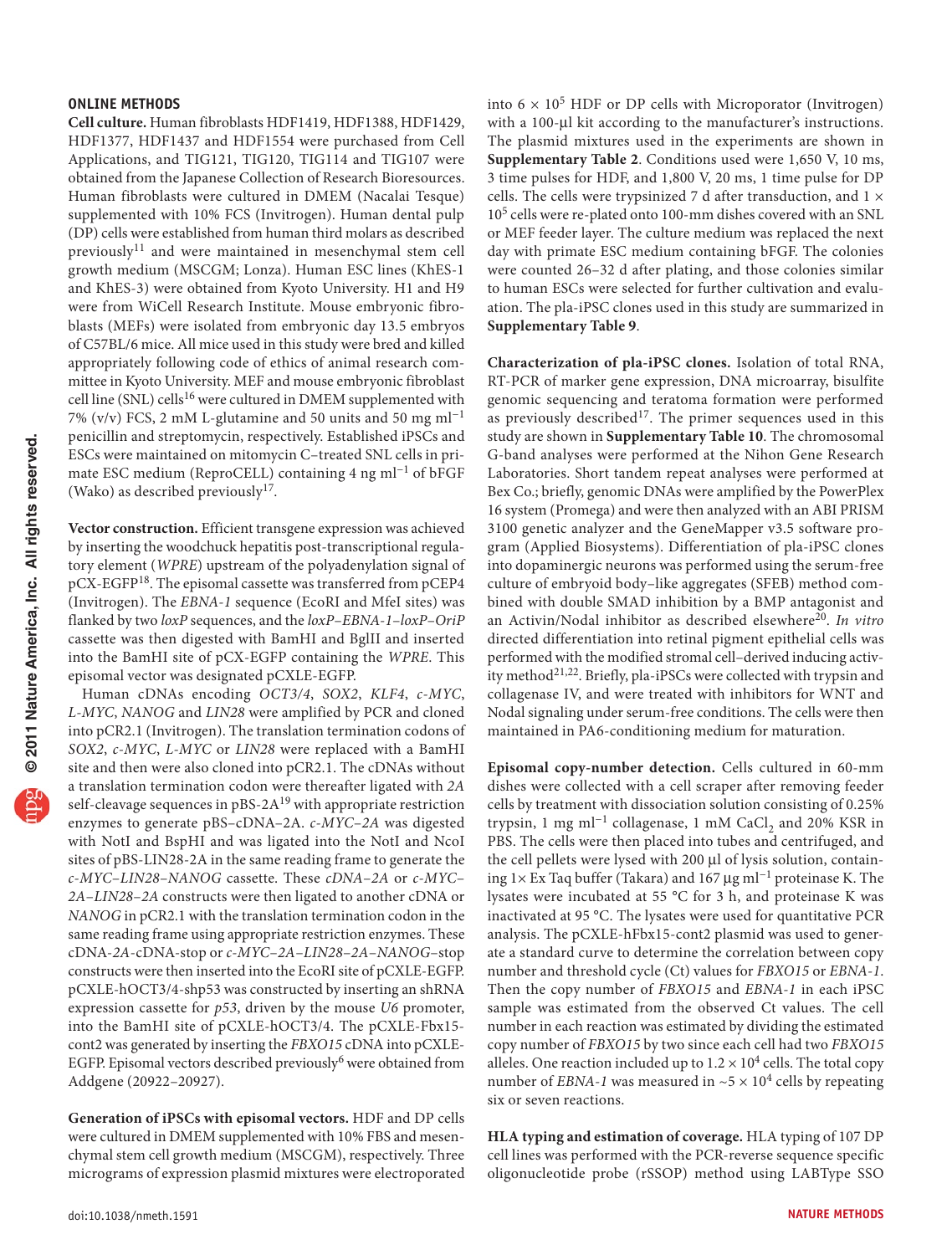## ONLINE METHODS

**Cell culture.** Human fibroblasts HDF1419, HDF1388, HDF1429, HDF1377, HDF1437 and HDF1554 were purchased from Cell Applications, and TIG121, TIG120, TIG114 and TIG107 were obtained from the Japanese Collection of Research Bioresources. Human fibroblasts were cultured in DMEM (Nacalai Tesque) supplemented with 10% FCS (Invitrogen). Human dental pulp (DP) cells were established from human third molars as described previously[11] and were maintained in mesenchymal stem cell growth medium (MSCGM; Lonza). Human ESC lines (KhES-1 and KhES-3) were obtained from Kyoto University. H1 and H9 were from WiCell Research Institute. Mouse embryonic fibroblasts (MEFs) were isolated from embryonic day 13.5 embryos of C57BL/6 mice. All mice used in this study were bred and killed appropriately following code of ethics of animal research committee in Kyoto University. MEF and mouse embryonic fibroblast cell line (SNL) cells[16] were cultured in DMEM supplemented with 7% (v/v) FCS, 2 mM L-glutamine and 50 units and 50 mg ml$^{-1}$ penicillin and streptomycin, respectively. Established iPSCs and ESCs were maintained on mitomycin C–treated SNL cells in primate ESC medium (ReproCELL) containing 4 ng ml$^{-1}$ of bFGF (Wako) as described previously[17].

**Vector construction.** Efficient transgene expression was achieved by inserting the woodchuck hepatitis post-transcriptional regulatory element (*WPRE*) upstream of the polyadenylation signal of pCX-EGFP[18]. The episomal cassette was transferred from pCEP4 (Invitrogen). The *EBNA-1* sequence (EcoRI and MfeI sites) was flanked by two *loxP* sequences, and the *loxP–EBNA-1–loxP–OriP* cassette was then digested with BamHI and BglII and inserted into the BamHI site of pCX-EGFP containing the *WPRE*. This episomal vector was designated pCXLE-EGFP.

Human cDNAs encoding *OCT3/4*, *SOX2*, *KLF4*, *c-MYC*, *L-MYC*, *NANOG* and *LIN28* were amplified by PCR and cloned into pCR2.1 (Invitrogen). The translation termination codons of *SOX2*, *c-MYC*, *L-MYC* or *LIN28* were replaced with a BamHI site and then were also cloned into pCR2.1. The cDNAs without a translation termination codon were thereafter ligated with *2A* self-cleavage sequences in pBS-2A[19] with appropriate restriction enzymes to generate pBS–cDNA–2A. *c-MYC–2A* was digested with NotI and BspHI and was ligated into the NotI and NcoI sites of pBS-LIN28-2A in the same reading frame to generate the *c-MYC–LIN28–NANOG* cassette. These *cDNA–2A* or *c-MYC–2A–LIN28–2A* constructs were then ligated to another cDNA or *NANOG* in pCR2.1 with the translation termination codon in the same reading frame using appropriate restriction enzymes. These cDNA-*2A*-cDNA-stop or *c-MYC–2A–LIN28–2A–NANOG*–stop constructs were then inserted into the EcoRI site of pCXLE-EGFP. pCXLE-hOCT3/4-shp53 was constructed by inserting an shRNA expression cassette for *p53*, driven by the mouse *U6* promoter, into the BamHI site of pCXLE-hOCT3/4. The pCXLE-Fbx15-cont2 was generated by inserting the *FBXO15* cDNA into pCXLE-EGFP. Episomal vectors described previously[6] were obtained from Addgene (20922–20927).

**Generation of iPSCs with episomal vectors.** HDF and DP cells were cultured in DMEM supplemented with 10% FBS and mesenchymal stem cell growth medium (MSCGM), respectively. Three micrograms of expression plasmid mixtures were electroporated into $6 \times 10^5$ HDF or DP cells with Microporator (Invitrogen) with a 100-µl kit according to the manufacturer's instructions. The plasmid mixtures used in the experiments are shown in **Supplementary Table 2**. Conditions used were 1,650 V, 10 ms, 3 time pulses for HDF, and 1,800 V, 20 ms, 1 time pulse for DP cells. The cells were trypsinized 7 d after transduction, and $1 \times 10^5$ cells were re-plated onto 100-mm dishes covered with an SNL or MEF feeder layer. The culture medium was replaced the next day with primate ESC medium containing bFGF. The colonies were counted 26–32 d after plating, and those colonies similar to human ESCs were selected for further cultivation and evaluation. The pla-iPSC clones used in this study are summarized in **Supplementary Table 9**.

**Characterization of pla-iPSC clones.** Isolation of total RNA, RT-PCR of marker gene expression, DNA microarray, bisulfite genomic sequencing and teratoma formation were performed as previously described[17]. The primer sequences used in this study are shown in **Supplementary Table 10**. The chromosomal G-band analyses were performed at the Nihon Gene Research Laboratories. Short tandem repeat analyses were performed at Bex Co.; briefly, genomic DNAs were amplified by the PowerPlex 16 system (Promega) and were then analyzed with an ABI PRISM 3100 genetic analyzer and the GeneMapper v3.5 software program (Applied Biosystems). Differentiation of pla-iPSC clones into dopaminergic neurons was performed using the serum-free culture of embryoid body–like aggregates (SFEB) method combined with double SMAD inhibition by a BMP antagonist and an Activin/Nodal inhibitor as described elsewhere[20]. *In vitro* directed differentiation into retinal pigment epithelial cells was performed with the modified stromal cell–derived inducing activity method[21,22]. Briefly, pla-iPSCs were collected with trypsin and collagenase IV, and were treated with inhibitors for WNT and Nodal signaling under serum-free conditions. The cells were then maintained in PA6-conditioning medium for maturation.

**Episomal copy-number detection.** Cells cultured in 60-mm dishes were collected with a cell scraper after removing feeder cells by treatment with dissociation solution consisting of 0.25% trypsin, 1 mg ml$^{-1}$ collagenase, 1 mM $CaCl_2$ and 20% KSR in PBS. The cells were then placed into tubes and centrifuged, and the cell pellets were lysed with 200 µl of lysis solution, containing 1× Ex Taq buffer (Takara) and 167 µg ml$^{-1}$ proteinase K. The lysates were incubated at 55 °C for 3 h, and proteinase K was inactivated at 95 °C. The lysates were used for quantitative PCR analysis. The pCXLE-hFbx15-cont2 plasmid was used to generate a standard curve to determine the correlation between copy number and threshold cycle (Ct) values for *FBXO15* or *EBNA-1*. Then the copy number of *FBXO15* and *EBNA-1* in each iPSC sample was estimated from the observed Ct values. The cell number in each reaction was estimated by dividing the estimated copy number of *FBXO15* by two since each cell had two *FBXO15* alleles. One reaction included up to $1.2 \times 10^4$ cells. The total copy number of *EBNA-1* was measured in ~$5 \times 10^4$ cells by repeating six or seven reactions.

**HLA typing and estimation of coverage.** HLA typing of 107 DP cell lines was performed with the PCR-reverse sequence specific oligonucleotide probe (rSSOP) method using LABType SSO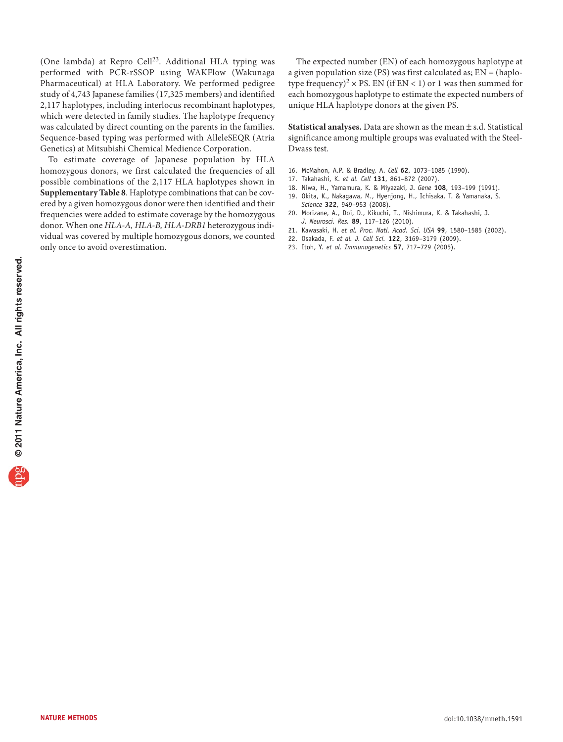(One lambda) at Repro Cell[23]. Additional HLA typing was performed with PCR-rSSOP using WAKFlow (Wakunaga Pharmaceutical) at HLA Laboratory. We performed pedigree study of 4,743 Japanese families (17,325 members) and identified 2,117 haplotypes, including interlocus recombinant haplotypes, which were detected in family studies. The haplotype frequency was calculated by direct counting on the parents in the families. Sequence-based typing was performed with AlleleSEQR (Atria Genetics) at Mitsubishi Chemical Medience Corporation.

To estimate coverage of Japanese population by HLA homozygous donors, we first calculated the frequencies of all possible combinations of the 2,117 HLA haplotypes shown in **Supplementary Table 8**. Haplotype combinations that can be covered by a given homozygous donor were then identified and their frequencies were added to estimate coverage by the homozygous donor. When one *HLA-A*, *HLA-B*, *HLA-DRB1* heterozygous individual was covered by multiple homozygous donors, we counted only once to avoid overestimation.

The expected number (EN) of each homozygous haplotype at a given population size (PS) was first calculated as; EN = (haplotype frequency)$^2$ × PS. EN (if EN < 1) or 1 was then summed for each homozygous haplotype to estimate the expected numbers of unique HLA haplotype donors at the given PS.

**Statistical analyses.** Data are shown as the mean ± s.d. Statistical significance among multiple groups was evaluated with the Steel-Dwass test.

16. McMahon, A.P. & Bradley, A. *Cell* **62**, 1073–1085 (1990).
17. Takahashi, K. *et al. Cell* **131**, 861–872 (2007).
18. Niwa, H., Yamamura, K. & Miyazaki, J. *Gene* **108**, 193–199 (1991).
19. Okita, K., Nakagawa, M., Hyenjong, H., Ichisaka, T. & Yamanaka, S. *Science* **322**, 949–953 (2008).
20. Morizane, A., Doi, D., Kikuchi, T., Nishimura, K. & Takahashi, J. *J. Neurosci. Res.* **89**, 117–126 (2010).
21. Kawasaki, H. *et al. Proc. Natl. Acad. Sci. USA* **99**, 1580–1585 (2002).
22. Osakada, F. *et al. J. Cell Sci.* **122**, 3169–3179 (2009).
23. Itoh, Y. *et al. Immunogenetics* **57**, 717–729 (2005).